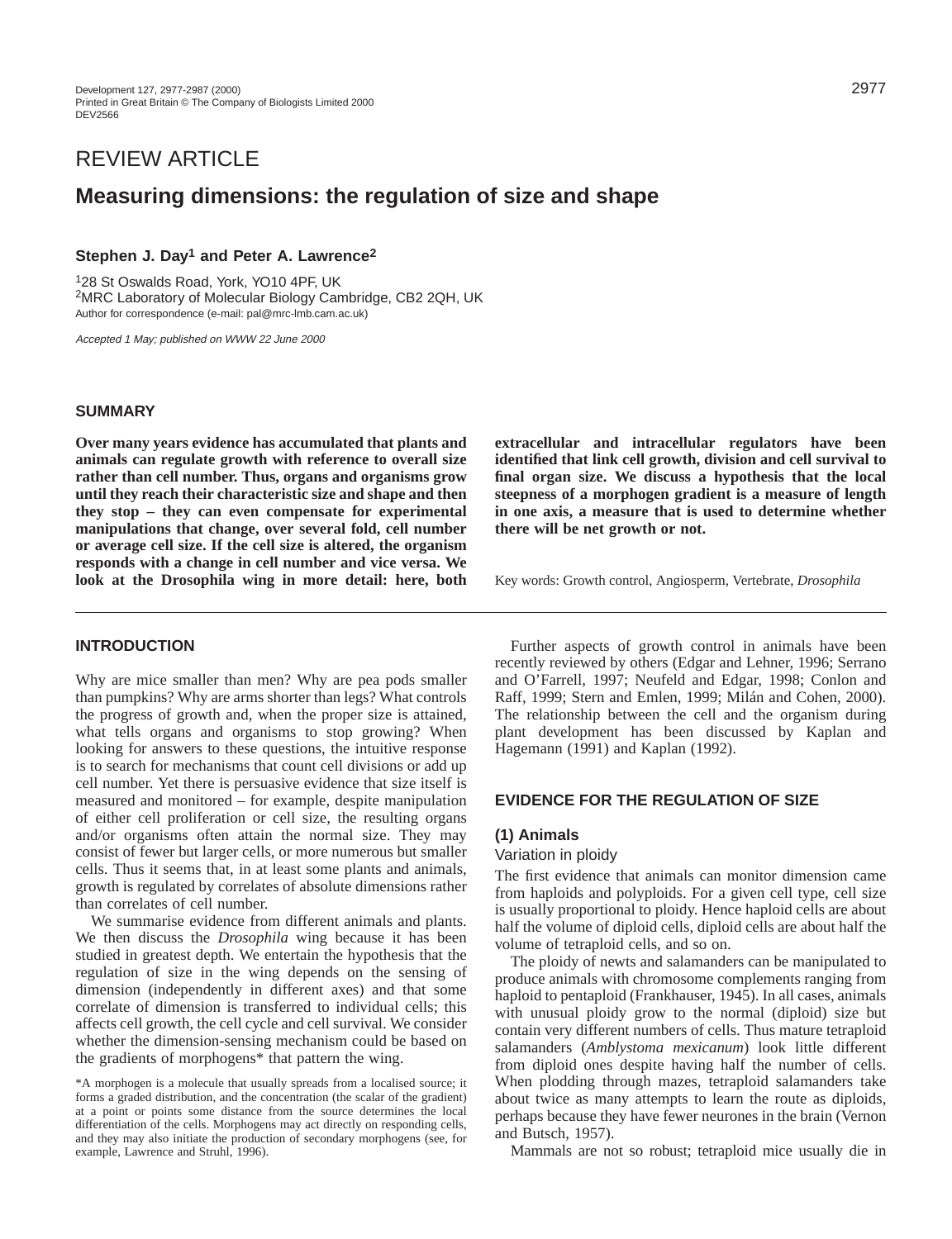REVIEW ARTICLE

# Measuring dimensions: the regulation of size and shape

**Stephen J. Day[1] and Peter A. Lawrence[2]**

[1]28 St Oswalds Road, York, YO10 4PF, UK
[2]MRC Laboratory of Molecular Biology Cambridge, CB2 2QH, UK
Author for correspondence (e-mail: pal@mrc-lmb.cam.ac.uk)

*Accepted 1 May; published on WWW 22 June 2000*

## SUMMARY

**Over many years evidence has accumulated that plants and animals can regulate growth with reference to overall size rather than cell number. Thus, organs and organisms grow until they reach their characteristic size and shape and then they stop – they can even compensate for experimental manipulations that change, over several fold, cell number or average cell size. If the cell size is altered, the organism responds with a change in cell number and vice versa. We look at the Drosophila wing in more detail: here, both extracellular and intracellular regulators have been identified that link cell growth, division and cell survival to final organ size. We discuss a hypothesis that the local steepness of a morphogen gradient is a measure of length in one axis, a measure that is used to determine whether there will be net growth or not.**

Key words: Growth control, Angiosperm, Vertebrate, *Drosophila*

## INTRODUCTION

Why are mice smaller than men? Why are pea pods smaller than pumpkins? Why are arms shorter than legs? What controls the progress of growth and, when the proper size is attained, what tells organs and organisms to stop growing? When looking for answers to these questions, the intuitive response is to search for mechanisms that count cell divisions or add up cell number. Yet there is persuasive evidence that size itself is measured and monitored – for example, despite manipulation of either cell proliferation or cell size, the resulting organs and/or organisms often attain the normal size. They may consist of fewer but larger cells, or more numerous but smaller cells. Thus it seems that, in at least some plants and animals, growth is regulated by correlates of absolute dimensions rather than correlates of cell number.

We summarise evidence from different animals and plants. We then discuss the *Drosophila* wing because it has been studied in greatest depth. We entertain the hypothesis that the regulation of size in the wing depends on the sensing of dimension (independently in different axes) and that some correlate of dimension is transferred to individual cells; this affects cell growth, the cell cycle and cell survival. We consider whether the dimension-sensing mechanism could be based on the gradients of morphogens* that pattern the wing.

*A morphogen is a molecule that usually spreads from a localised source; it forms a graded distribution, and the concentration (the scalar of the gradient) at a point or points some distance from the source determines the local differentiation of the cells. Morphogens may act directly on responding cells, and they may also initiate the production of secondary morphogens (see, for example, Lawrence and Struhl, 1996).

Further aspects of growth control in animals have been recently reviewed by others (Edgar and Lehner, 1996; Serrano and O'Farrell, 1997; Neufeld and Edgar, 1998; Conlon and Raff, 1999; Stern and Emlen, 1999; Milán and Cohen, 2000). The relationship between the cell and the organism during plant development has been discussed by Kaplan and Hagemann (1991) and Kaplan (1992).

## EVIDENCE FOR THE REGULATION OF SIZE

### (1) Animals

#### Variation in ploidy

The first evidence that animals can monitor dimension came from haploids and polyploids. For a given cell type, cell size is usually proportional to ploidy. Hence haploid cells are about half the volume of diploid cells, diploid cells are about half the volume of tetraploid cells, and so on.

The ploidy of newts and salamanders can be manipulated to produce animals with chromosome complements ranging from haploid to pentaploid (Frankhauser, 1945). In all cases, animals with unusual ploidy grow to the normal (diploid) size but contain very different numbers of cells. Thus mature tetraploid salamanders (*Amblystoma mexicanum*) look little different from diploid ones despite having half the number of cells. When plodding through mazes, tetraploid salamanders take about twice as many attempts to learn the route as diploids, perhaps because they have fewer neurones in the brain (Vernon and Butsch, 1957).

Mammals are not so robust; tetraploid mice usually die in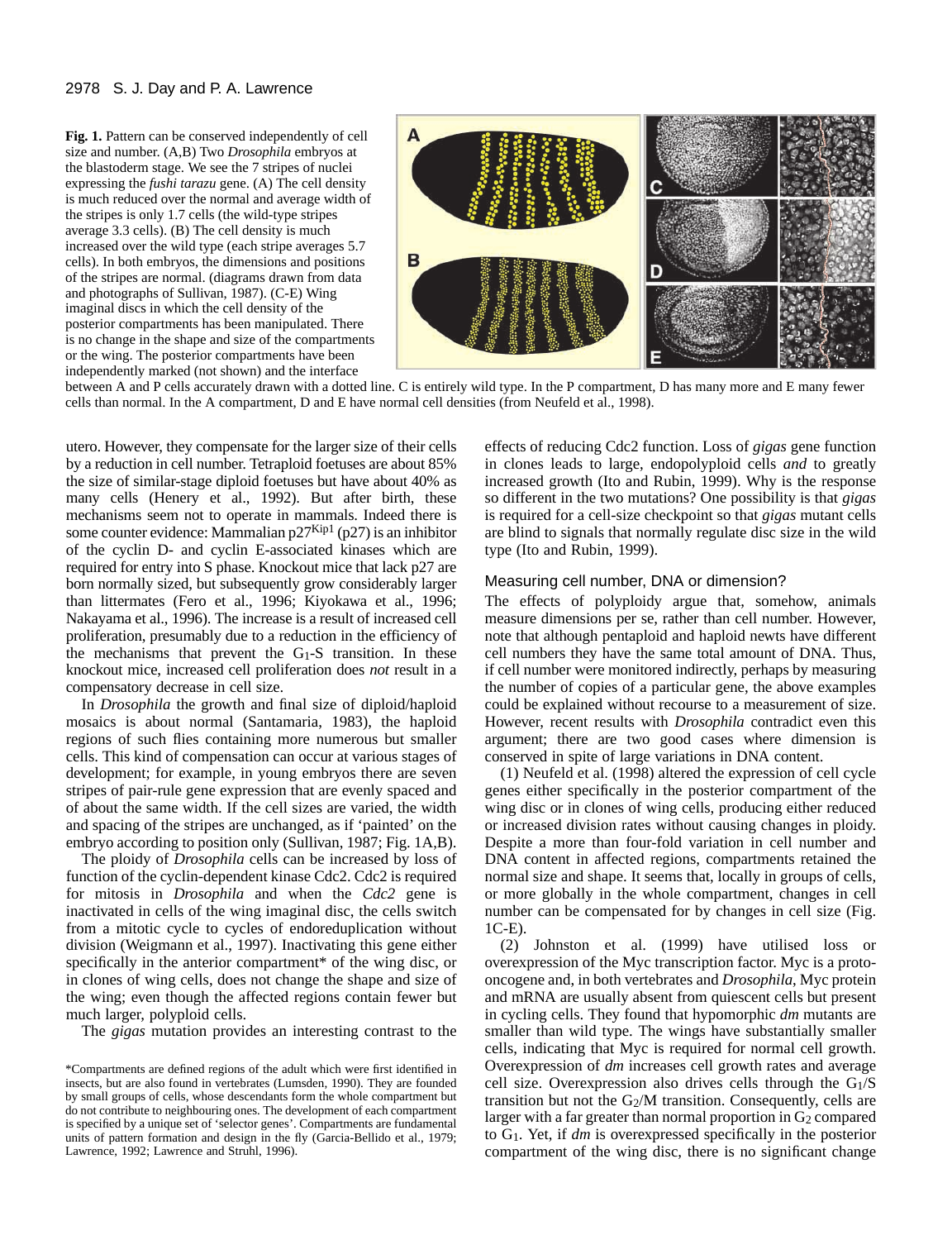**Fig. 1.** Pattern can be conserved independently of cell size and number. (A,B) Two *Drosophila* embryos at the blastoderm stage. We see the 7 stripes of nuclei expressing the *fushi tarazu* gene. (A) The cell density is much reduced over the normal and average width of the stripes is only 1.7 cells (the wild-type stripes average 3.3 cells). (B) The cell density is much increased over the wild type (each stripe averages 5.7 cells). In both embryos, the dimensions and positions of the stripes are normal. (diagrams drawn from data and photographs of Sullivan, 1987). (C-E) Wing imaginal discs in which the cell density of the posterior compartments has been manipulated. There is no change in the shape and size of the compartments or the wing. The posterior compartments have been independently marked (not shown) and the interface between A and P cells accurately drawn with a dotted line. C is entirely wild type. In the P compartment, D has many more and E many fewer cells than normal. In the A compartment, D and E have normal cell densities (from Neufeld et al., 1998).

utero. However, they compensate for the larger size of their cells by a reduction in cell number. Tetraploid foetuses are about 85% the size of similar-stage diploid foetuses but have about 40% as many cells (Henery et al., 1992). But after birth, these mechanisms seem not to operate in mammals. Indeed there is some counter evidence: Mammalian $p27^{Kip1}$ (p27) is an inhibitor of the cyclin D- and cyclin E-associated kinases which are required for entry into S phase. Knockout mice that lack p27 are born normally sized, but subsequently grow considerably larger than littermates (Fero et al., 1996; Kiyokawa et al., 1996; Nakayama et al., 1996). The increase is a result of increased cell proliferation, presumably due to a reduction in the efficiency of the mechanisms that prevent the $G_1$-S transition. In these knockout mice, increased cell proliferation does *not* result in a compensatory decrease in cell size.

In *Drosophila* the growth and final size of diploid/haploid mosaics is about normal (Santamaria, 1983), the haploid regions of such flies containing more numerous but smaller cells. This kind of compensation can occur at various stages of development; for example, in young embryos there are seven stripes of pair-rule gene expression that are evenly spaced and of about the same width. If the cell sizes are varied, the width and spacing of the stripes are unchanged, as if 'painted' on the embryo according to position only (Sullivan, 1987; Fig. 1A,B).

The ploidy of *Drosophila* cells can be increased by loss of function of the cyclin-dependent kinase Cdc2. Cdc2 is required for mitosis in *Drosophila* and when the *Cdc2* gene is inactivated in cells of the wing imaginal disc, the cells switch from a mitotic cycle to cycles of endoreduplication without division (Weigmann et al., 1997). Inactivating this gene either specifically in the anterior compartment* of the wing disc, or in clones of wing cells, does not change the shape and size of the wing; even though the affected regions contain fewer but much larger, polyploid cells.

The *gigas* mutation provides an interesting contrast to the effects of reducing Cdc2 function. Loss of *gigas* gene function in clones leads to large, endopolyploid cells *and* to greatly increased growth (Ito and Rubin, 1999). Why is the response so different in the two mutations? One possibility is that *gigas* is required for a cell-size checkpoint so that *gigas* mutant cells are blind to signals that normally regulate disc size in the wild type (Ito and Rubin, 1999).

## Measuring cell number, DNA or dimension?

The effects of polyploidy argue that, somehow, animals measure dimensions per se, rather than cell number. However, note that although pentaploid and haploid newts have different cell numbers they have the same total amount of DNA. Thus, if cell number were monitored indirectly, perhaps by measuring the number of copies of a particular gene, the above examples could be explained without recourse to a measurement of size. However, recent results with *Drosophila* contradict even this argument; there are two good cases where dimension is conserved in spite of large variations in DNA content.

(1) Neufeld et al. (1998) altered the expression of cell cycle genes either specifically in the posterior compartment of the wing disc or in clones of wing cells, producing either reduced or increased division rates without causing changes in ploidy. Despite a more than four-fold variation in cell number and DNA content in affected regions, compartments retained the normal size and shape. It seems that, locally in groups of cells, or more globally in the whole compartment, changes in cell number can be compensated for by changes in cell size (Fig. 1C-E).

(2) Johnston et al. (1999) have utilised loss or overexpression of the Myc transcription factor. Myc is a proto-oncogene and, in both vertebrates and *Drosophila*, Myc protein and mRNA are usually absent from quiescent cells but present in cycling cells. They found that hypomorphic *dm* mutants are smaller than wild type. The wings have substantially smaller cells, indicating that Myc is required for normal cell growth. Overexpression of *dm* increases cell growth rates and average cell size. Overexpression also drives cells through the $G_1$/S transition but not the $G_2$/M transition. Consequently, cells are larger with a far greater than normal proportion in $G_2$ compared to $G_1$. Yet, if *dm* is overexpressed specifically in the posterior compartment of the wing disc, there is no significant change

*Compartments are defined regions of the adult which were first identified in insects, but are also found in vertebrates (Lumsden, 1990). They are founded by small groups of cells, whose descendants form the whole compartment but do not contribute to neighbouring ones. The development of each compartment is specified by a unique set of 'selector genes'. Compartments are fundamental units of pattern formation and design in the fly (Garcia-Bellido et al., 1979; Lawrence, 1992; Lawrence and Struhl, 1996).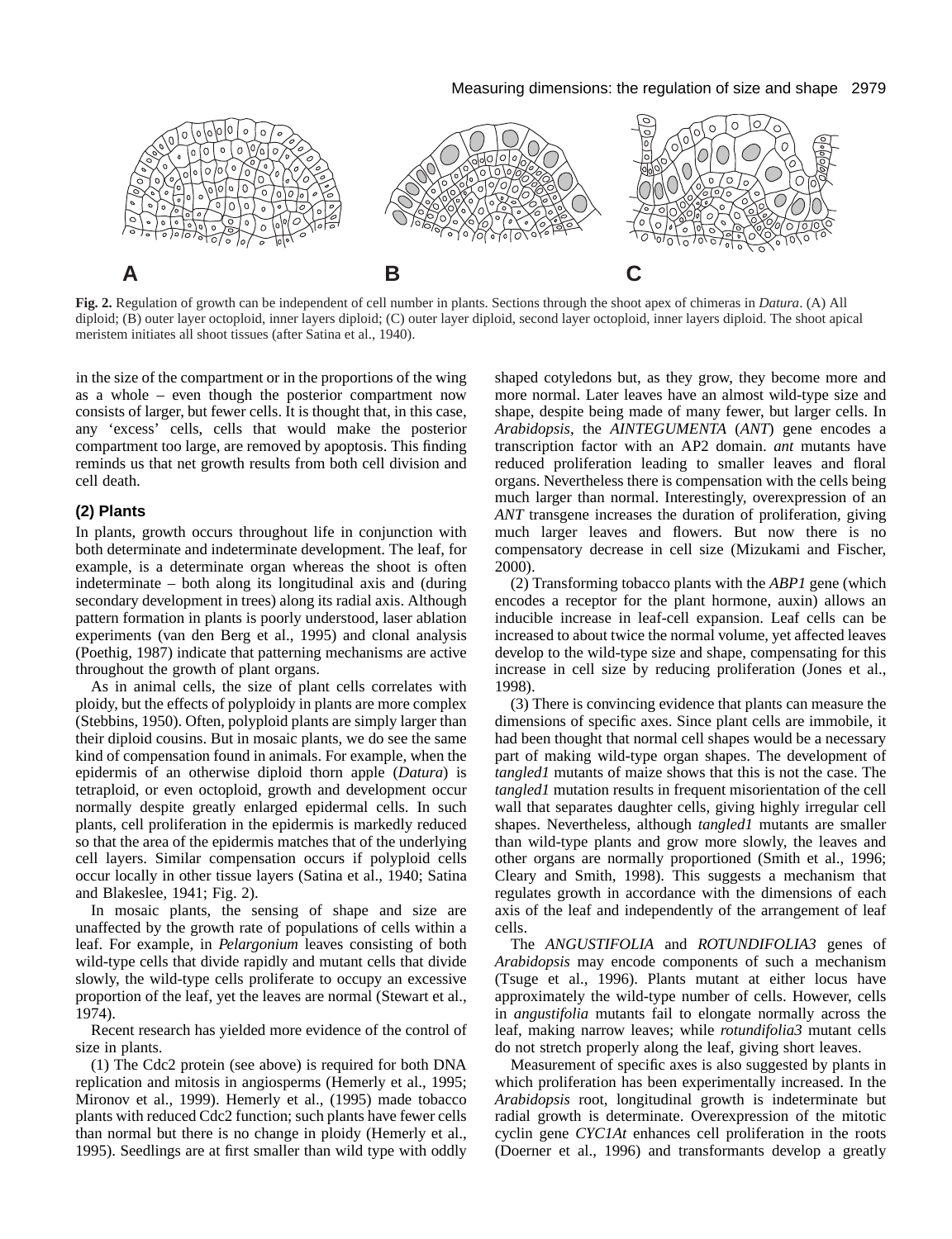**Fig. 2.** Regulation of growth can be independent of cell number in plants. Sections through the shoot apex of chimeras in *Datura*. (A) All diploid; (B) outer layer octoploid, inner layers diploid; (C) outer layer diploid, second layer octoploid, inner layers diploid. The shoot apical meristem initiates all shoot tissues (after Satina et al., 1940).

in the size of the compartment or in the proportions of the wing as a whole – even though the posterior compartment now consists of larger, but fewer cells. It is thought that, in this case, any 'excess' cells, cells that would make the posterior compartment too large, are removed by apoptosis. This finding reminds us that net growth results from both cell division and cell death.

### (2) Plants

In plants, growth occurs throughout life in conjunction with both determinate and indeterminate development. The leaf, for example, is a determinate organ whereas the shoot is often indeterminate – both along its longitudinal axis and (during secondary development in trees) along its radial axis. Although pattern formation in plants is poorly understood, laser ablation experiments (van den Berg et al., 1995) and clonal analysis (Poethig, 1987) indicate that patterning mechanisms are active throughout the growth of plant organs.

As in animal cells, the size of plant cells correlates with ploidy, but the effects of polyploidy in plants are more complex (Stebbins, 1950). Often, polyploid plants are simply larger than their diploid cousins. But in mosaic plants, we do see the same kind of compensation found in animals. For example, when the epidermis of an otherwise diploid thorn apple (*Datura*) is tetraploid, or even octoploid, growth and development occur normally despite greatly enlarged epidermal cells. In such plants, cell proliferation in the epidermis is markedly reduced so that the area of the epidermis matches that of the underlying cell layers. Similar compensation occurs if polyploid cells occur locally in other tissue layers (Satina et al., 1940; Satina and Blakeslee, 1941; Fig. 2).

In mosaic plants, the sensing of shape and size are unaffected by the growth rate of populations of cells within a leaf. For example, in *Pelargonium* leaves consisting of both wild-type cells that divide rapidly and mutant cells that divide slowly, the wild-type cells proliferate to occupy an excessive proportion of the leaf, yet the leaves are normal (Stewart et al., 1974).

Recent research has yielded more evidence of the control of size in plants.

(1) The Cdc2 protein (see above) is required for both DNA replication and mitosis in angiosperms (Hemerly et al., 1995; Mironov et al., 1999). Hemerly et al., (1995) made tobacco plants with reduced Cdc2 function; such plants have fewer cells than normal but there is no change in ploidy (Hemerly et al., 1995). Seedlings are at first smaller than wild type with oddly shaped cotyledons but, as they grow, they become more and more normal. Later leaves have an almost wild-type size and shape, despite being made of many fewer, but larger cells. In *Arabidopsis*, the *AINTEGUMENTA* (*ANT*) gene encodes a transcription factor with an AP2 domain. *ant* mutants have reduced proliferation leading to smaller leaves and floral organs. Nevertheless there is compensation with the cells being much larger than normal. Interestingly, overexpression of an *ANT* transgene increases the duration of proliferation, giving much larger leaves and flowers. But now there is no compensatory decrease in cell size (Mizukami and Fischer, 2000).

(2) Transforming tobacco plants with the *ABP1* gene (which encodes a receptor for the plant hormone, auxin) allows an inducible increase in leaf-cell expansion. Leaf cells can be increased to about twice the normal volume, yet affected leaves develop to the wild-type size and shape, compensating for this increase in cell size by reducing proliferation (Jones et al., 1998).

(3) There is convincing evidence that plants can measure the dimensions of specific axes. Since plant cells are immobile, it had been thought that normal cell shapes would be a necessary part of making wild-type organ shapes. The development of *tangled1* mutants of maize shows that this is not the case. The *tangled1* mutation results in frequent misorientation of the cell wall that separates daughter cells, giving highly irregular cell shapes. Nevertheless, although *tangled1* mutants are smaller than wild-type plants and grow more slowly, the leaves and other organs are normally proportioned (Smith et al., 1996; Cleary and Smith, 1998). This suggests a mechanism that regulates growth in accordance with the dimensions of each axis of the leaf and independently of the arrangement of leaf cells.

The *ANGUSTIFOLIA* and *ROTUNDIFOLIA3* genes of *Arabidopsis* may encode components of such a mechanism (Tsuge et al., 1996). Plants mutant at either locus have approximately the wild-type number of cells. However, cells in *angustifolia* mutants fail to elongate normally across the leaf, making narrow leaves; while *rotundifolia3* mutant cells do not stretch properly along the leaf, giving short leaves.

Measurement of specific axes is also suggested by plants in which proliferation has been experimentally increased. In the *Arabidopsis* root, longitudinal growth is indeterminate but radial growth is determinate. Overexpression of the mitotic cyclin gene *CYC1At* enhances cell proliferation in the roots (Doerner et al., 1996) and transformants develop a greatly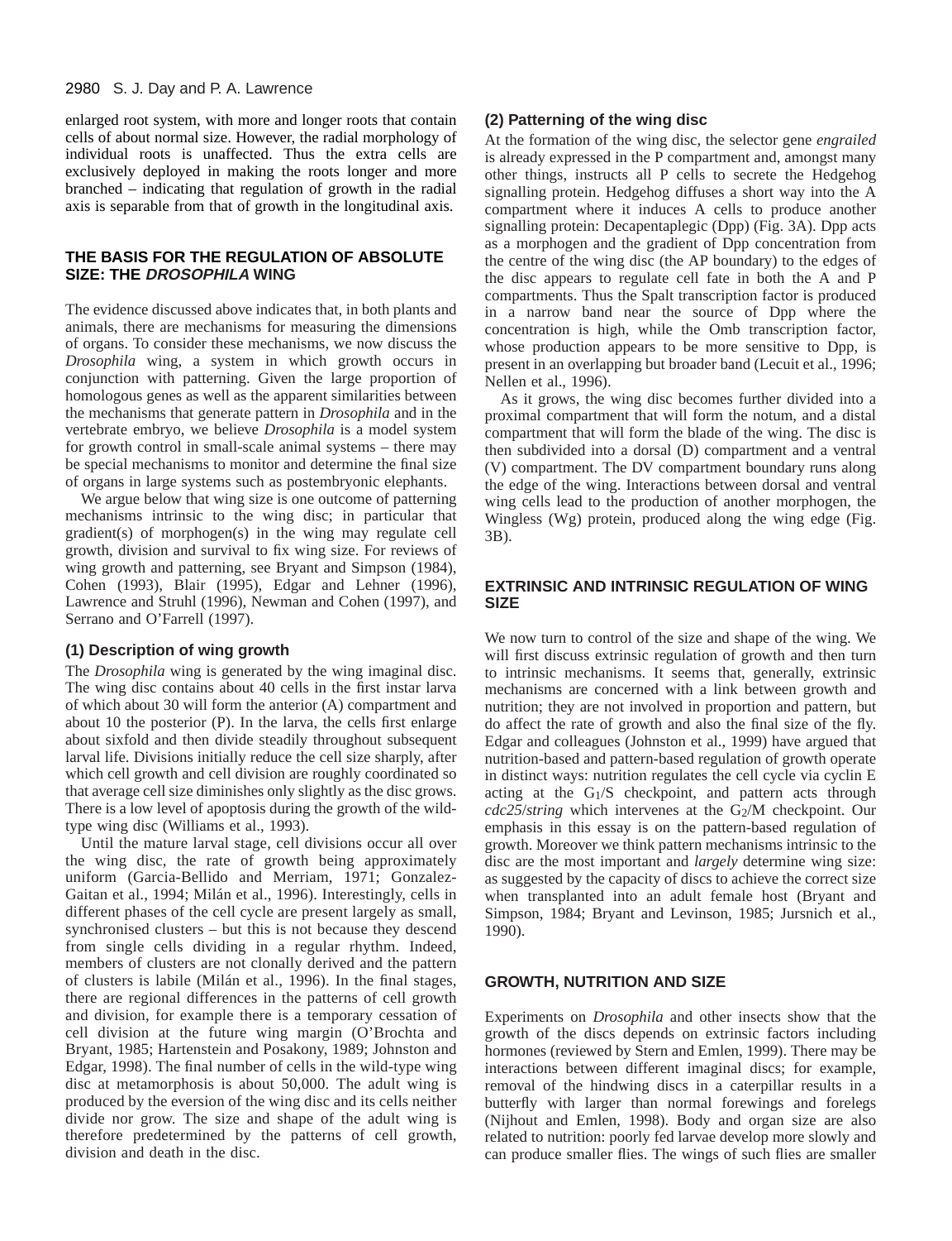enlarged root system, with more and longer roots that contain cells of about normal size. However, the radial morphology of individual roots is unaffected. Thus the extra cells are exclusively deployed in making the roots longer and more branched – indicating that regulation of growth in the radial axis is separable from that of growth in the longitudinal axis.

## THE BASIS FOR THE REGULATION OF ABSOLUTE SIZE: THE *DROSOPHILA* WING

The evidence discussed above indicates that, in both plants and animals, there are mechanisms for measuring the dimensions of organs. To consider these mechanisms, we now discuss the *Drosophila* wing, a system in which growth occurs in conjunction with patterning. Given the large proportion of homologous genes as well as the apparent similarities between the mechanisms that generate pattern in *Drosophila* and in the vertebrate embryo, we believe *Drosophila* is a model system for growth control in small-scale animal systems – there may be special mechanisms to monitor and determine the final size of organs in large systems such as postembryonic elephants.

We argue below that wing size is one outcome of patterning mechanisms intrinsic to the wing disc; in particular that gradient(s) of morphogen(s) in the wing may regulate cell growth, division and survival to fix wing size. For reviews of wing growth and patterning, see Bryant and Simpson (1984), Cohen (1993), Blair (1995), Edgar and Lehner (1996), Lawrence and Struhl (1996), Newman and Cohen (1997), and Serrano and O'Farrell (1997).

### (1) Description of wing growth

The *Drosophila* wing is generated by the wing imaginal disc. The wing disc contains about 40 cells in the first instar larva of which about 30 will form the anterior (A) compartment and about 10 the posterior (P). In the larva, the cells first enlarge about sixfold and then divide steadily throughout subsequent larval life. Divisions initially reduce the cell size sharply, after which cell growth and cell division are roughly coordinated so that average cell size diminishes only slightly as the disc grows. There is a low level of apoptosis during the growth of the wild-type wing disc (Williams et al., 1993).

Until the mature larval stage, cell divisions occur all over the wing disc, the rate of growth being approximately uniform (Garcia-Bellido and Merriam, 1971; Gonzalez-Gaitan et al., 1994; Milán et al., 1996). Interestingly, cells in different phases of the cell cycle are present largely as small, synchronised clusters – but this is not because they descend from single cells dividing in a regular rhythm. Indeed, members of clusters are not clonally derived and the pattern of clusters is labile (Milán et al., 1996). In the final stages, there are regional differences in the patterns of cell growth and division, for example there is a temporary cessation of cell division at the future wing margin (O'Brochta and Bryant, 1985; Hartenstein and Posakony, 1989; Johnston and Edgar, 1998). The final number of cells in the wild-type wing disc at metamorphosis is about 50,000. The adult wing is produced by the eversion of the wing disc and its cells neither divide nor grow. The size and shape of the adult wing is therefore predetermined by the patterns of cell growth, division and death in the disc.

### (2) Patterning of the wing disc

At the formation of the wing disc, the selector gene *engrailed* is already expressed in the P compartment and, amongst many other things, instructs all P cells to secrete the Hedgehog signalling protein. Hedgehog diffuses a short way into the A compartment where it induces A cells to produce another signalling protein: Decapentaplegic (Dpp) (Fig. 3A). Dpp acts as a morphogen and the gradient of Dpp concentration from the centre of the wing disc (the AP boundary) to the edges of the disc appears to regulate cell fate in both the A and P compartments. Thus the Spalt transcription factor is produced in a narrow band near the source of Dpp where the concentration is high, while the Omb transcription factor, whose production appears to be more sensitive to Dpp, is present in an overlapping but broader band (Lecuit et al., 1996; Nellen et al., 1996).

As it grows, the wing disc becomes further divided into a proximal compartment that will form the notum, and a distal compartment that will form the blade of the wing. The disc is then subdivided into a dorsal (D) compartment and a ventral (V) compartment. The DV compartment boundary runs along the edge of the wing. Interactions between dorsal and ventral wing cells lead to the production of another morphogen, the Wingless (Wg) protein, produced along the wing edge (Fig. 3B).

## EXTRINSIC AND INTRINSIC REGULATION OF WING SIZE

We now turn to control of the size and shape of the wing. We will first discuss extrinsic regulation of growth and then turn to intrinsic mechanisms. It seems that, generally, extrinsic mechanisms are concerned with a link between growth and nutrition; they are not involved in proportion and pattern, but do affect the rate of growth and also the final size of the fly. Edgar and colleagues (Johnston et al., 1999) have argued that nutrition-based and pattern-based regulation of growth operate in distinct ways: nutrition regulates the cell cycle via cyclin E acting at the $G_1$/S checkpoint, and pattern acts through *cdc25*/*string* which intervenes at the $G_2$/M checkpoint. Our emphasis in this essay is on the pattern-based regulation of growth. Moreover we think pattern mechanisms intrinsic to the disc are the most important and *largely* determine wing size: as suggested by the capacity of discs to achieve the correct size when transplanted into an adult female host (Bryant and Simpson, 1984; Bryant and Levinson, 1985; Jursnich et al., 1990).

## GROWTH, NUTRITION AND SIZE

Experiments on *Drosophila* and other insects show that the growth of the discs depends on extrinsic factors including hormones (reviewed by Stern and Emlen, 1999). There may be interactions between different imaginal discs; for example, removal of the hindwing discs in a caterpillar results in a butterfly with larger than normal forewings and forelegs (Nijhout and Emlen, 1998). Body and organ size are also related to nutrition: poorly fed larvae develop more slowly and can produce smaller flies. The wings of such flies are smaller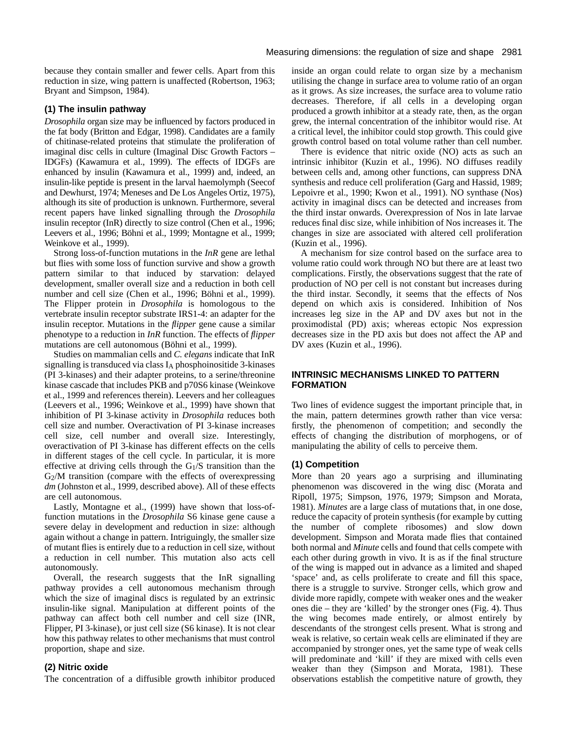because they contain smaller and fewer cells. Apart from this reduction in size, wing pattern is unaffected (Robertson, 1963; Bryant and Simpson, 1984).

### (1) The insulin pathway

*Drosophila* organ size may be influenced by factors produced in the fat body (Britton and Edgar, 1998). Candidates are a family of chitinase-related proteins that stimulate the proliferation of imaginal disc cells in culture (Imaginal Disc Growth Factors – IDGFs) (Kawamura et al., 1999). The effects of IDGFs are enhanced by insulin (Kawamura et al., 1999) and, indeed, an insulin-like peptide is present in the larval haemolymph (Seecof and Dewhurst, 1974; Meneses and De Los Angeles Ortiz, 1975), although its site of production is unknown. Furthermore, several recent papers have linked signalling through the *Drosophila* insulin receptor (InR) directly to size control (Chen et al., 1996; Leevers et al., 1996; Böhni et al., 1999; Montagne et al., 1999; Weinkove et al., 1999).

Strong loss-of-function mutations in the *InR* gene are lethal but flies with some loss of function survive and show a growth pattern similar to that induced by starvation: delayed development, smaller overall size and a reduction in both cell number and cell size (Chen et al., 1996; Böhni et al., 1999). The Flipper protein in *Drosophila* is homologous to the vertebrate insulin receptor substrate IRS1-4: an adapter for the insulin receptor. Mutations in the *flipper* gene cause a similar phenotype to a reduction in *InR* function. The effects of *flipper* mutations are cell autonomous (Böhni et al., 1999).

Studies on mammalian cells and *C. elegans* indicate that InR signalling is transduced via class $I_A$ phosphoinositide 3-kinases (PI 3-kinases) and their adapter proteins, to a serine/threonine kinase cascade that includes PKB and p70S6 kinase (Weinkove et al., 1999 and references therein). Leevers and her colleagues (Leevers et al., 1996; Weinkove et al., 1999) have shown that inhibition of PI 3-kinase activity in *Drosophila* reduces both cell size and number. Overactivation of PI 3-kinase increases cell size, cell number and overall size. Interestingly, overactivation of PI 3-kinase has different effects on the cells in different stages of the cell cycle. In particular, it is more effective at driving cells through the $G_1$/S transition than the $G_2$/M transition (compare with the effects of overexpressing *dm* (Johnston et al., 1999, described above). All of these effects are cell autonomous.

Lastly, Montagne et al., (1999) have shown that loss-of-function mutations in the *Drosophila* S6 kinase gene cause a severe delay in development and reduction in size: although again without a change in pattern. Intriguingly, the smaller size of mutant flies is entirely due to a reduction in cell size, without a reduction in cell number. This mutation also acts cell autonomously.

Overall, the research suggests that the InR signalling pathway provides a cell autonomous mechanism through which the size of imaginal discs is regulated by an extrinsic insulin-like signal. Manipulation at different points of the pathway can affect both cell number and cell size (INR, Flipper, PI 3-kinase), or just cell size (S6 kinase). It is not clear how this pathway relates to other mechanisms that must control proportion, shape and size.

### (2) Nitric oxide

The concentration of a diffusible growth inhibitor produced inside an organ could relate to organ size by a mechanism utilising the change in surface area to volume ratio of an organ as it grows. As size increases, the surface area to volume ratio decreases. Therefore, if all cells in a developing organ produced a growth inhibitor at a steady rate, then, as the organ grew, the internal concentration of the inhibitor would rise. At a critical level, the inhibitor could stop growth. This could give growth control based on total volume rather than cell number.

There is evidence that nitric oxide (NO) acts as such an intrinsic inhibitor (Kuzin et al., 1996). NO diffuses readily between cells and, among other functions, can suppress DNA synthesis and reduce cell proliferation (Garg and Hassid, 1989; Lepoivre et al., 1990; Kwon et al., 1991). NO synthase (Nos) activity in imaginal discs can be detected and increases from the third instar onwards. Overexpression of Nos in late larvae reduces final disc size, while inhibition of Nos increases it. The changes in size are associated with altered cell proliferation (Kuzin et al., 1996).

A mechanism for size control based on the surface area to volume ratio could work through NO but there are at least two complications. Firstly, the observations suggest that the rate of production of NO per cell is not constant but increases during the third instar. Secondly, it seems that the effects of Nos depend on which axis is considered. Inhibition of Nos increases leg size in the AP and DV axes but not in the proximodistal (PD) axis; whereas ectopic Nos expression decreases size in the PD axis but does not affect the AP and DV axes (Kuzin et al., 1996).

## INTRINSIC MECHANISMS LINKED TO PATTERN FORMATION

Two lines of evidence suggest the important principle that, in the main, pattern determines growth rather than vice versa: firstly, the phenomenon of competition; and secondly the effects of changing the distribution of morphogens, or of manipulating the ability of cells to perceive them.

### (1) Competition

More than 20 years ago a surprising and illuminating phenomenon was discovered in the wing disc (Morata and Ripoll, 1975; Simpson, 1976, 1979; Simpson and Morata, 1981). *Minutes* are a large class of mutations that, in one dose, reduce the capacity of protein synthesis (for example by cutting the number of complete ribosomes) and slow down development. Simpson and Morata made flies that contained both normal and *Minute* cells and found that cells compete with each other during growth in vivo. It is as if the final structure of the wing is mapped out in advance as a limited and shaped 'space' and, as cells proliferate to create and fill this space, there is a struggle to survive. Stronger cells, which grow and divide more rapidly, compete with weaker ones and the weaker ones die – they are 'killed' by the stronger ones (Fig. 4). Thus the wing becomes made entirely, or almost entirely by descendants of the strongest cells present. What is strong and weak is relative, so certain weak cells are eliminated if they are accompanied by stronger ones, yet the same type of weak cells will predominate and 'kill' if they are mixed with cells even weaker than they (Simpson and Morata, 1981). These observations establish the competitive nature of growth, they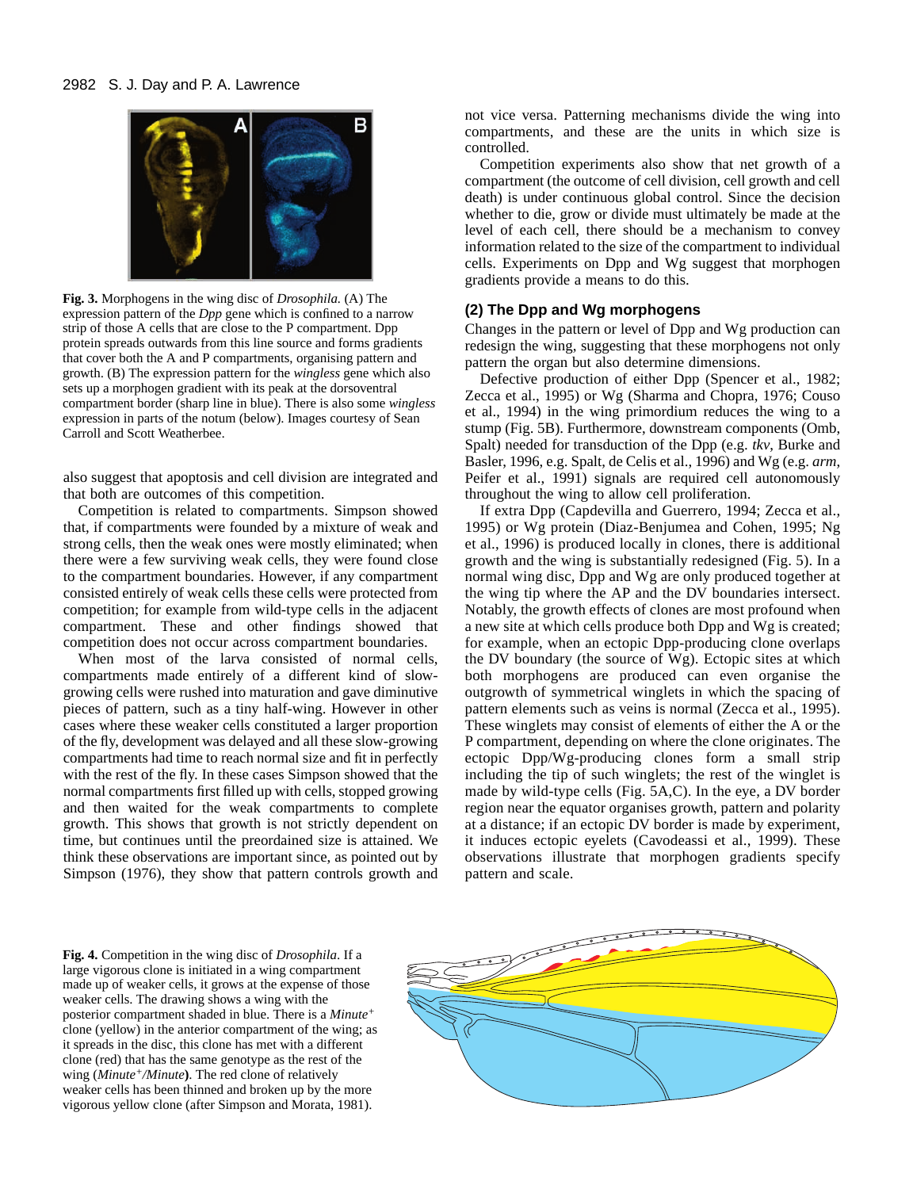**Fig. 3.** Morphogens in the wing disc of *Drosophila.* (A) The expression pattern of the *Dpp* gene which is confined to a narrow strip of those A cells that are close to the P compartment. Dpp protein spreads outwards from this line source and forms gradients that cover both the A and P compartments, organising pattern and growth. (B) The expression pattern for the *wingless* gene which also sets up a morphogen gradient with its peak at the dorsoventral compartment border (sharp line in blue). There is also some *wingless* expression in parts of the notum (below). Images courtesy of Sean Carroll and Scott Weatherbee.

also suggest that apoptosis and cell division are integrated and that both are outcomes of this competition.

Competition is related to compartments. Simpson showed that, if compartments were founded by a mixture of weak and strong cells, then the weak ones were mostly eliminated; when there were a few surviving weak cells, they were found close to the compartment boundaries. However, if any compartment consisted entirely of weak cells these cells were protected from competition; for example from wild-type cells in the adjacent compartment. These and other findings showed that competition does not occur across compartment boundaries.

When most of the larva consisted of normal cells, compartments made entirely of a different kind of slow-growing cells were rushed into maturation and gave diminutive pieces of pattern, such as a tiny half-wing. However in other cases where these weaker cells constituted a larger proportion of the fly, development was delayed and all these slow-growing compartments had time to reach normal size and fit in perfectly with the rest of the fly. In these cases Simpson showed that the normal compartments first filled up with cells, stopped growing and then waited for the weak compartments to complete growth. This shows that growth is not strictly dependent on time, but continues until the preordained size is attained. We think these observations are important since, as pointed out by Simpson (1976), they show that pattern controls growth and not vice versa. Patterning mechanisms divide the wing into compartments, and these are the units in which size is controlled.

Competition experiments also show that net growth of a compartment (the outcome of cell division, cell growth and cell death) is under continuous global control. Since the decision whether to die, grow or divide must ultimately be made at the level of each cell, there should be a mechanism to convey information related to the size of the compartment to individual cells. Experiments on Dpp and Wg suggest that morphogen gradients provide a means to do this.

### (2) The Dpp and Wg morphogens

Changes in the pattern or level of Dpp and Wg production can redesign the wing, suggesting that these morphogens not only pattern the organ but also determine dimensions.

Defective production of either Dpp (Spencer et al., 1982; Zecca et al., 1995) or Wg (Sharma and Chopra, 1976; Couso et al., 1994) in the wing primordium reduces the wing to a stump (Fig. 5B). Furthermore, downstream components (Omb, Spalt) needed for transduction of the Dpp (e.g. *tkv*, Burke and Basler, 1996, e.g. Spalt, de Celis et al., 1996) and Wg (e.g. *arm*, Peifer et al., 1991) signals are required cell autonomously throughout the wing to allow cell proliferation.

If extra Dpp (Capdevilla and Guerrero, 1994; Zecca et al., 1995) or Wg protein (Diaz-Benjumea and Cohen, 1995; Ng et al., 1996) is produced locally in clones, there is additional growth and the wing is substantially redesigned (Fig. 5). In a normal wing disc, Dpp and Wg are only produced together at the wing tip where the AP and the DV boundaries intersect. Notably, the growth effects of clones are most profound when a new site at which cells produce both Dpp and Wg is created; for example, when an ectopic Dpp-producing clone overlaps the DV boundary (the source of Wg). Ectopic sites at which both morphogens are produced can even organise the outgrowth of symmetrical winglets in which the spacing of pattern elements such as veins is normal (Zecca et al., 1995). These winglets may consist of elements of either the A or the P compartment, depending on where the clone originates. The ectopic Dpp/Wg-producing clones form a small strip including the tip of such winglets; the rest of the winglet is made by wild-type cells (Fig. 5A,C). In the eye, a DV border region near the equator organises growth, pattern and polarity at a distance; if an ectopic DV border is made by experiment, it induces ectopic eyelets (Cavodeassi et al., 1999). These observations illustrate that morphogen gradients specify pattern and scale.

**Fig. 4.** Competition in the wing disc of *Drosophila*. If a large vigorous clone is initiated in a wing compartment made up of weaker cells, it grows at the expense of those weaker cells. The drawing shows a wing with the posterior compartment shaded in blue. There is a *Minute*[+] clone (yellow) in the anterior compartment of the wing; as it spreads in the disc, this clone has met with a different clone (red) that has the same genotype as the rest of the wing (*Minute*[+]*/Minute***)**. The red clone of relatively weaker cells has been thinned and broken up by the more vigorous yellow clone (after Simpson and Morata, 1981).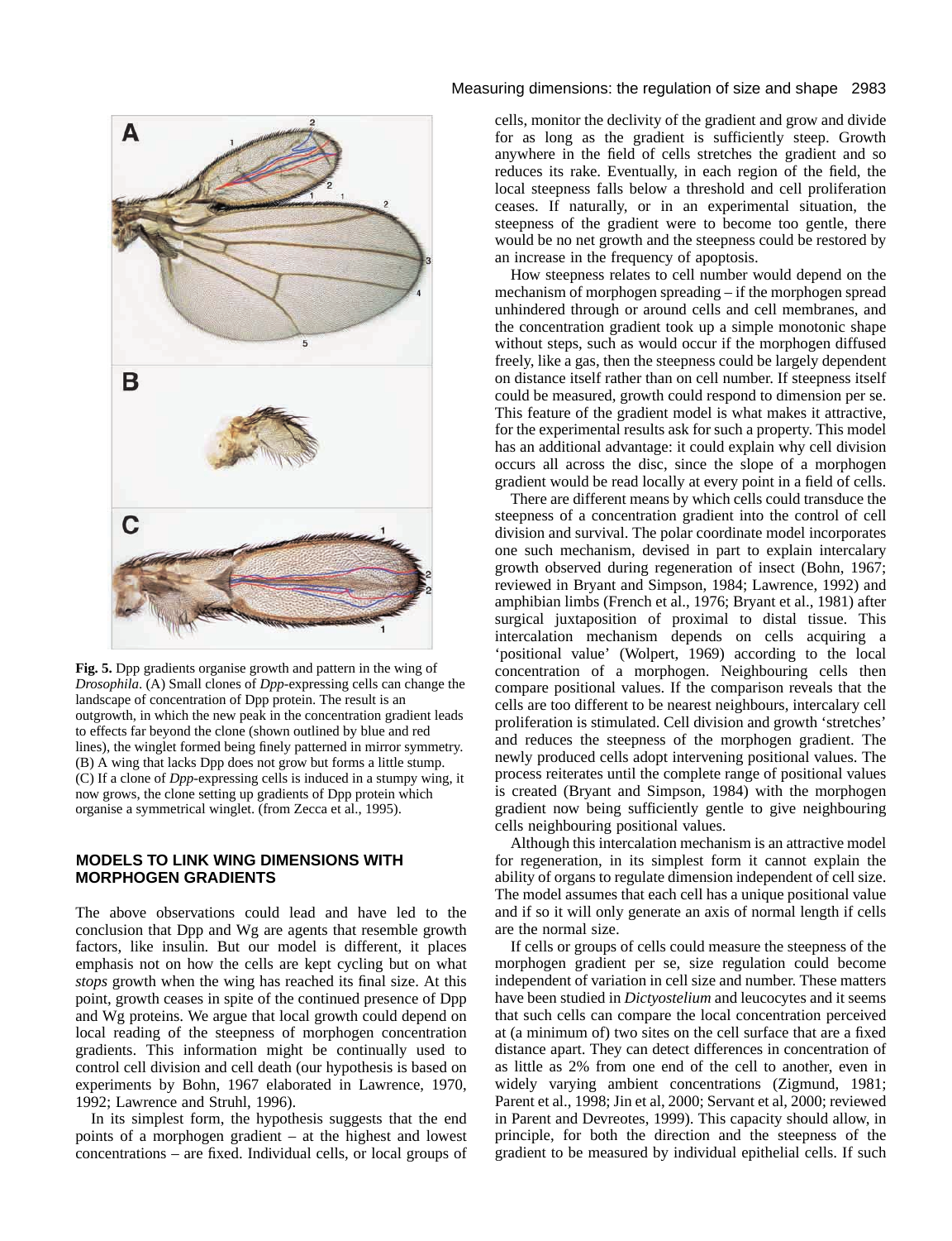**Fig. 5.** Dpp gradients organise growth and pattern in the wing of *Drosophila*. (A) Small clones of *Dpp*-expressing cells can change the landscape of concentration of Dpp protein. The result is an outgrowth, in which the new peak in the concentration gradient leads to effects far beyond the clone (shown outlined by blue and red lines), the winglet formed being finely patterned in mirror symmetry. (B) A wing that lacks Dpp does not grow but forms a little stump. (C) If a clone of *Dpp*-expressing cells is induced in a stumpy wing, it now grows, the clone setting up gradients of Dpp protein which organise a symmetrical winglet. (from Zecca et al., 1995).

## MODELS TO LINK WING DIMENSIONS WITH MORPHOGEN GRADIENTS

The above observations could lead and have led to the conclusion that Dpp and Wg are agents that resemble growth factors, like insulin. But our model is different, it places emphasis not on how the cells are kept cycling but on what *stops* growth when the wing has reached its final size. At this point, growth ceases in spite of the continued presence of Dpp and Wg proteins. We argue that local growth could depend on local reading of the steepness of morphogen concentration gradients. This information might be continually used to control cell division and cell death (our hypothesis is based on experiments by Bohn, 1967 elaborated in Lawrence, 1970, 1992; Lawrence and Struhl, 1996).

In its simplest form, the hypothesis suggests that the end points of a morphogen gradient – at the highest and lowest concentrations – are fixed. Individual cells, or local groups of cells, monitor the declivity of the gradient and grow and divide for as long as the gradient is sufficiently steep. Growth anywhere in the field of cells stretches the gradient and so reduces its rake. Eventually, in each region of the field, the local steepness falls below a threshold and cell proliferation ceases. If naturally, or in an experimental situation, the steepness of the gradient were to become too gentle, there would be no net growth and the steepness could be restored by an increase in the frequency of apoptosis.

How steepness relates to cell number would depend on the mechanism of morphogen spreading – if the morphogen spread unhindered through or around cells and cell membranes, and the concentration gradient took up a simple monotonic shape without steps, such as would occur if the morphogen diffused freely, like a gas, then the steepness could be largely dependent on distance itself rather than on cell number. If steepness itself could be measured, growth could respond to dimension per se. This feature of the gradient model is what makes it attractive, for the experimental results ask for such a property. This model has an additional advantage: it could explain why cell division occurs all across the disc, since the slope of a morphogen gradient would be read locally at every point in a field of cells.

There are different means by which cells could transduce the steepness of a concentration gradient into the control of cell division and survival. The polar coordinate model incorporates one such mechanism, devised in part to explain intercalary growth observed during regeneration of insect (Bohn, 1967; reviewed in Bryant and Simpson, 1984; Lawrence, 1992) and amphibian limbs (French et al., 1976; Bryant et al., 1981) after surgical juxtaposition of proximal to distal tissue. This intercalation mechanism depends on cells acquiring a 'positional value' (Wolpert, 1969) according to the local concentration of a morphogen. Neighbouring cells then compare positional values. If the comparison reveals that the cells are too different to be nearest neighbours, intercalary cell proliferation is stimulated. Cell division and growth 'stretches' and reduces the steepness of the morphogen gradient. The newly produced cells adopt intervening positional values. The process reiterates until the complete range of positional values is created (Bryant and Simpson, 1984) with the morphogen gradient now being sufficiently gentle to give neighbouring cells neighbouring positional values.

Although this intercalation mechanism is an attractive model for regeneration, in its simplest form it cannot explain the ability of organs to regulate dimension independent of cell size. The model assumes that each cell has a unique positional value and if so it will only generate an axis of normal length if cells are the normal size.

If cells or groups of cells could measure the steepness of the morphogen gradient per se, size regulation could become independent of variation in cell size and number. These matters have been studied in *Dictyostelium* and leucocytes and it seems that such cells can compare the local concentration perceived at (a minimum of) two sites on the cell surface that are a fixed distance apart. They can detect differences in concentration of as little as 2% from one end of the cell to another, even in widely varying ambient concentrations (Zigmund, 1981; Parent et al., 1998; Jin et al, 2000; Servant et al, 2000; reviewed in Parent and Devreotes, 1999). This capacity should allow, in principle, for both the direction and the steepness of the gradient to be measured by individual epithelial cells. If such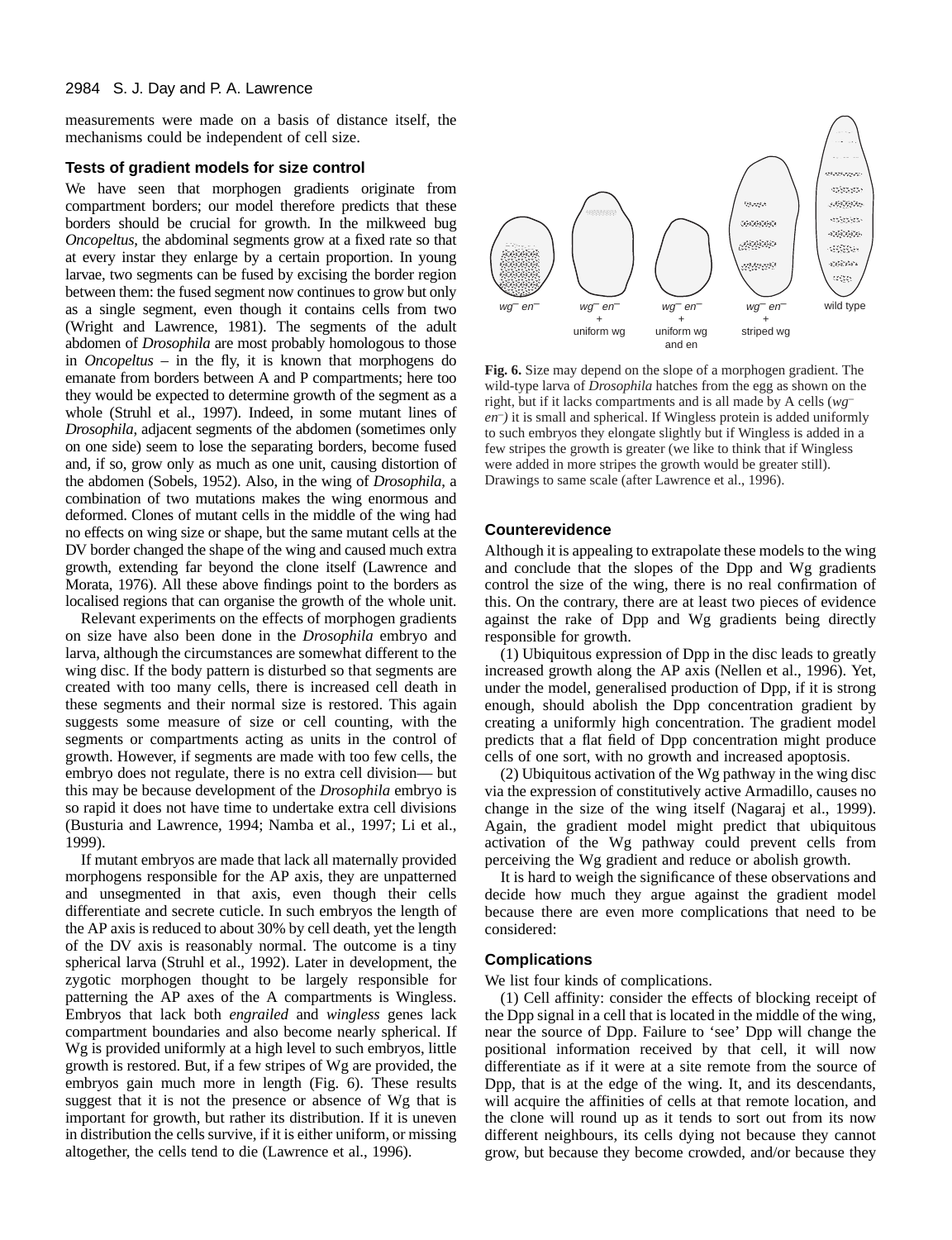measurements were made on a basis of distance itself, the mechanisms could be independent of cell size.

### Tests of gradient models for size control

We have seen that morphogen gradients originate from compartment borders; our model therefore predicts that these borders should be crucial for growth. In the milkweed bug *Oncopeltus*, the abdominal segments grow at a fixed rate so that at every instar they enlarge by a certain proportion. In young larvae, two segments can be fused by excising the border region between them: the fused segment now continues to grow but only as a single segment, even though it contains cells from two (Wright and Lawrence, 1981). The segments of the adult abdomen of *Drosophila* are most probably homologous to those in *Oncopeltus* – in the fly, it is known that morphogens do emanate from borders between A and P compartments; here too they would be expected to determine growth of the segment as a whole (Struhl et al., 1997). Indeed, in some mutant lines of *Drosophila*, adjacent segments of the abdomen (sometimes only on one side) seem to lose the separating borders, become fused and, if so, grow only as much as one unit, causing distortion of the abdomen (Sobels, 1952). Also, in the wing of *Drosophila*, a combination of two mutations makes the wing enormous and deformed. Clones of mutant cells in the middle of the wing had no effects on wing size or shape, but the same mutant cells at the DV border changed the shape of the wing and caused much extra growth, extending far beyond the clone itself (Lawrence and Morata, 1976). All these above findings point to the borders as localised regions that can organise the growth of the whole unit.

Relevant experiments on the effects of morphogen gradients on size have also been done in the *Drosophila* embryo and larva, although the circumstances are somewhat different to the wing disc. If the body pattern is disturbed so that segments are created with too many cells, there is increased cell death in these segments and their normal size is restored. This again suggests some measure of size or cell counting, with the segments or compartments acting as units in the control of growth. However, if segments are made with too few cells, the embryo does not regulate, there is no extra cell division— but this may be because development of the *Drosophila* embryo is so rapid it does not have time to undertake extra cell divisions (Busturia and Lawrence, 1994; Namba et al., 1997; Li et al., 1999).

If mutant embryos are made that lack all maternally provided morphogens responsible for the AP axis, they are unpatterned and unsegmented in that axis, even though their cells differentiate and secrete cuticle. In such embryos the length of the AP axis is reduced to about 30% by cell death, yet the length of the DV axis is reasonably normal. The outcome is a tiny spherical larva (Struhl et al., 1992). Later in development, the zygotic morphogen thought to be largely responsible for patterning the AP axes of the A compartments is Wingless. Embryos that lack both *engrailed* and *wingless* genes lack compartment boundaries and also become nearly spherical. If Wg is provided uniformly at a high level to such embryos, little growth is restored. But, if a few stripes of Wg are provided, the embryos gain much more in length (Fig. 6). These results suggest that it is not the presence or absence of Wg that is important for growth, but rather its distribution. If it is uneven in distribution the cells survive, if it is either uniform, or missing altogether, the cells tend to die (Lawrence et al., 1996).

$wg^-$ $en^-$ | $wg^-$ $en^-$ + uniform wg | $wg^-$ $en^-$ + uniform wg and en | $wg^-$ $en^-$ + striped wg | wild type

**Fig. 6.** Size may depend on the slope of a morphogen gradient. The wild-type larva of *Drosophila* hatches from the egg as shown on the right, but if it lacks compartments and is all made by A cells ($wg^-$ $en^-$) it is small and spherical. If Wingless protein is added uniformly to such embryos they elongate slightly but if Wingless is added in a few stripes the growth is greater (we like to think that if Wingless were added in more stripes the growth would be greater still). Drawings to same scale (after Lawrence et al., 1996).

### Counterevidence

Although it is appealing to extrapolate these models to the wing and conclude that the slopes of the Dpp and Wg gradients control the size of the wing, there is no real confirmation of this. On the contrary, there are at least two pieces of evidence against the rake of Dpp and Wg gradients being directly responsible for growth.

(1) Ubiquitous expression of Dpp in the disc leads to greatly increased growth along the AP axis (Nellen et al., 1996). Yet, under the model, generalised production of Dpp, if it is strong enough, should abolish the Dpp concentration gradient by creating a uniformly high concentration. The gradient model predicts that a flat field of Dpp concentration might produce cells of one sort, with no growth and increased apoptosis.

(2) Ubiquitous activation of the Wg pathway in the wing disc via the expression of constitutively active Armadillo, causes no change in the size of the wing itself (Nagaraj et al., 1999). Again, the gradient model might predict that ubiquitous activation of the Wg pathway could prevent cells from perceiving the Wg gradient and reduce or abolish growth.

It is hard to weigh the significance of these observations and decide how much they argue against the gradient model because there are even more complications that need to be considered:

### Complications

We list four kinds of complications.

(1) Cell affinity: consider the effects of blocking receipt of the Dpp signal in a cell that is located in the middle of the wing, near the source of Dpp. Failure to 'see' Dpp will change the positional information received by that cell, it will now differentiate as if it were at a site remote from the source of Dpp, that is at the edge of the wing. It, and its descendants, will acquire the affinities of cells at that remote location, and the clone will round up as it tends to sort out from its now different neighbours, its cells dying not because they cannot grow, but because they become crowded, and/or because they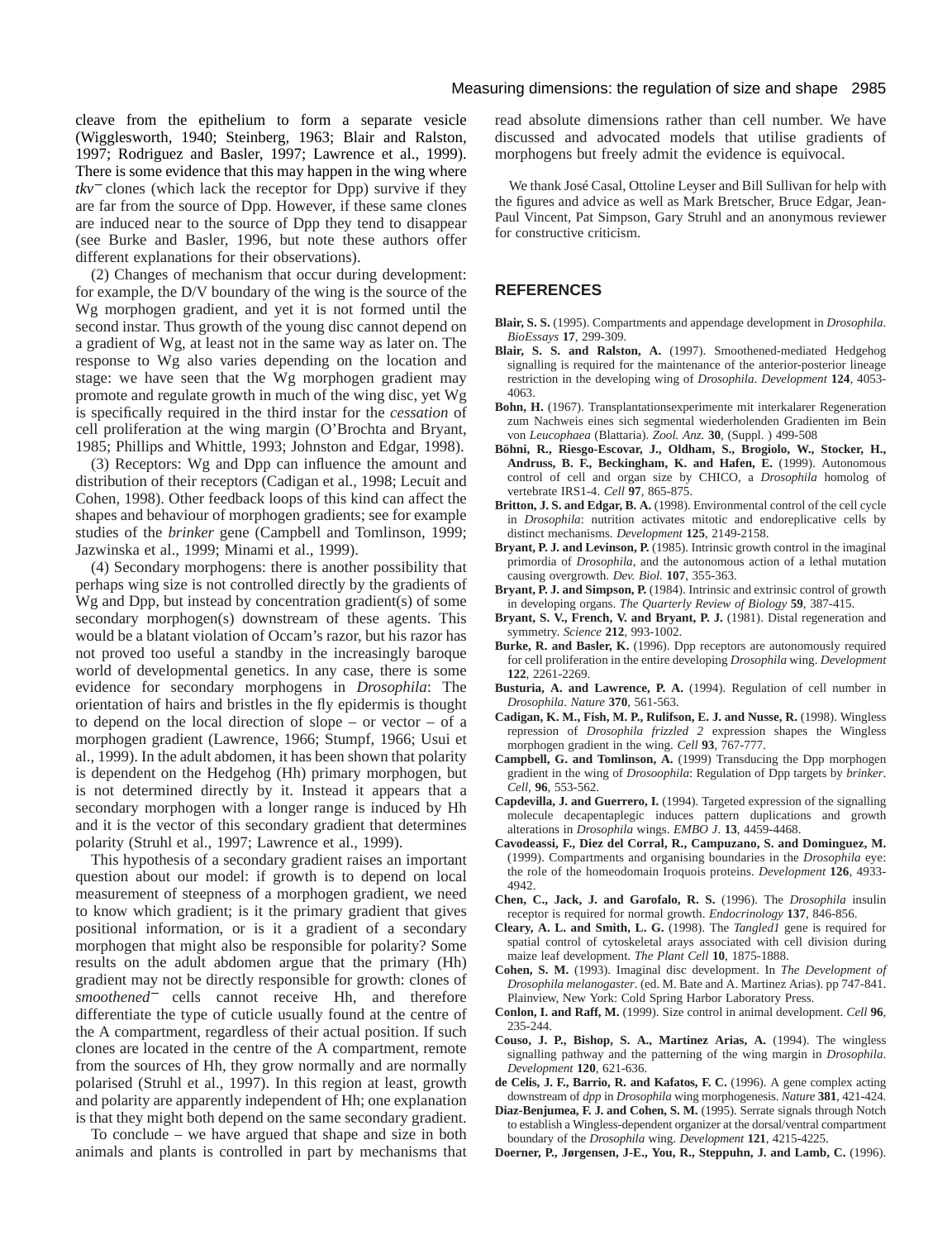cleave from the epithelium to form a separate vesicle (Wigglesworth, 1940; Steinberg, 1963; Blair and Ralston, 1997; Rodriguez and Basler, 1997; Lawrence et al., 1999). There is some evidence that this may happen in the wing where *tkv*$^{-}$ clones (which lack the receptor for Dpp) survive if they are far from the source of Dpp. However, if these same clones are induced near to the source of Dpp they tend to disappear (see Burke and Basler, 1996, but note these authors offer different explanations for their observations).

(2) Changes of mechanism that occur during development: for example, the D/V boundary of the wing is the source of the Wg morphogen gradient, and yet it is not formed until the second instar. Thus growth of the young disc cannot depend on a gradient of Wg, at least not in the same way as later on. The response to Wg also varies depending on the location and stage: we have seen that the Wg morphogen gradient may promote and regulate growth in much of the wing disc, yet Wg is specifically required in the third instar for the *cessation* of cell proliferation at the wing margin (O'Brochta and Bryant, 1985; Phillips and Whittle, 1993; Johnston and Edgar, 1998).

(3) Receptors: Wg and Dpp can influence the amount and distribution of their receptors (Cadigan et al., 1998; Lecuit and Cohen, 1998). Other feedback loops of this kind can affect the shapes and behaviour of morphogen gradients; see for example studies of the *brinker* gene (Campbell and Tomlinson, 1999; Jazwinska et al., 1999; Minami et al., 1999).

(4) Secondary morphogens: there is another possibility that perhaps wing size is not controlled directly by the gradients of Wg and Dpp, but instead by concentration gradient(s) of some secondary morphogen(s) downstream of these agents. This would be a blatant violation of Occam's razor, but his razor has not proved too useful a standby in the increasingly baroque world of developmental genetics. In any case, there is some evidence for secondary morphogens in *Drosophila*: The orientation of hairs and bristles in the fly epidermis is thought to depend on the local direction of slope – or vector – of a morphogen gradient (Lawrence, 1966; Stumpf, 1966; Usui et al., 1999). In the adult abdomen, it has been shown that polarity is dependent on the Hedgehog (Hh) primary morphogen, but is not determined directly by it. Instead it appears that a secondary morphogen with a longer range is induced by Hh and it is the vector of this secondary gradient that determines polarity (Struhl et al., 1997; Lawrence et al., 1999).

This hypothesis of a secondary gradient raises an important question about our model: if growth is to depend on local measurement of steepness of a morphogen gradient, we need to know which gradient; is it the primary gradient that gives positional information, or is it a gradient of a secondary morphogen that might also be responsible for polarity? Some results on the adult abdomen argue that the primary (Hh) gradient may not be directly responsible for growth: clones of *smoothened*$^{-}$ cells cannot receive Hh, and therefore differentiate the type of cuticle usually found at the centre of the A compartment, regardless of their actual position. If such clones are located in the centre of the A compartment, remote from the sources of Hh, they grow normally and are normally polarised (Struhl et al., 1997). In this region at least, growth and polarity are apparently independent of Hh; one explanation is that they might both depend on the same secondary gradient.

To conclude – we have argued that shape and size in both animals and plants is controlled in part by mechanisms that read absolute dimensions rather than cell number. We have discussed and advocated models that utilise gradients of morphogens but freely admit the evidence is equivocal.

We thank José Casal, Ottoline Leyser and Bill Sullivan for help with the figures and advice as well as Mark Bretscher, Bruce Edgar, Jean-Paul Vincent, Pat Simpson, Gary Struhl and an anonymous reviewer for constructive criticism.

## REFERENCES

**Blair, S. S.** (1995). Compartments and appendage development in *Drosophila*. *BioEssays* **17**, 299-309.

**Blair, S. S. and Ralston, A.** (1997). Smoothened-mediated Hedgehog signalling is required for the maintenance of the anterior-posterior lineage restriction in the developing wing of *Drosophila*. *Development* **124**, 4053-4063.

**Bohn, H.** (1967). Transplantationsexperimente mit interkalarer Regeneration zum Nachweis eines sich segmental wiederholenden Gradienten im Bein von *Leucophaea* (Blattaria). *Zool. Anz.* **30**, (Suppl. ) 499-508

**Böhni, R., Riesgo-Escovar, J., Oldham, S., Brogiolo, W., Stocker, H., Andruss, B. F., Beckingham, K. and Hafen, E.** (1999). Autonomous control of cell and organ size by CHICO, a *Drosophila* homolog of vertebrate IRS1-4. *Cell* **97**, 865-875.

**Britton, J. S. and Edgar, B. A.** (1998). Environmental control of the cell cycle in *Drosophila*: nutrition activates mitotic and endoreplicative cells by distinct mechanisms. *Development* **125**, 2149-2158.

**Bryant, P. J. and Levinson, P.** (1985). Intrinsic growth control in the imaginal primordia of *Drosophila*, and the autonomous action of a lethal mutation causing overgrowth. *Dev. Biol.* **107**, 355-363.

**Bryant, P. J. and Simpson, P.** (1984). Intrinsic and extrinsic control of growth in developing organs. *The Quarterly Review of Biology* **59**, 387-415.

**Bryant, S. V., French, V. and Bryant, P. J.** (1981). Distal regeneration and symmetry. *Science* **212**, 993-1002.

**Burke, R. and Basler, K.** (1996). Dpp receptors are autonomously required for cell proliferation in the entire developing *Drosophila* wing. *Development* **122**, 2261-2269.

**Busturia, A. and Lawrence, P. A.** (1994). Regulation of cell number in *Drosophila*. *Nature* **370**, 561-563.

**Cadigan, K. M., Fish, M. P., Rulifson, E. J. and Nusse, R.** (1998). Wingless repression of *Drosophila frizzled 2* expression shapes the Wingless morphogen gradient in the wing. *Cell* **93**, 767-777.

**Campbell, G. and Tomlinson, A.** (1999) Transducing the Dpp morphogen gradient in the wing of *Drosoophila*: Regulation of Dpp targets by *brinker*. *Cell*, **96**, 553-562.

**Capdevilla, J. and Guerrero, I.** (1994). Targeted expression of the signalling molecule decapentaplegic induces pattern duplications and growth alterations in *Drosophila* wings. *EMBO J.* **13**, 4459-4468.

**Cavodeassi, F., Diez del Corral, R., Campuzano, S. and Dominguez, M.** (1999). Compartments and organising boundaries in the *Drosophila* eye: the role of the homeodomain Iroquois proteins. *Development* **126**, 4933-4942.

**Chen, C., Jack, J. and Garofalo, R. S.** (1996). The *Drosophila* insulin receptor is required for normal growth. *Endocrinology* **137**, 846-856.

**Cleary, A. L. and Smith, L. G.** (1998). The *Tangled1* gene is required for spatial control of cytoskeletal arays associated with cell division during maize leaf development. *The Plant Cell* **10**, 1875-1888.

**Cohen, S. M.** (1993). Imaginal disc development. In *The Development of Drosophila melanogaster*. (ed. M. Bate and A. Martinez Arias). pp 747-841. Plainview, New York: Cold Spring Harbor Laboratory Press.

**Conlon, I. and Raff, M.** (1999). Size control in animal development. *Cell* **96**, 235-244.

**Couso, J. P., Bishop, S. A., Martinez Arias, A.** (1994). The wingless signalling pathway and the patterning of the wing margin in *Drosophila*. *Development* **120**, 621-636.

**de Celis, J. F., Barrio, R. and Kafatos, F. C.** (1996). A gene complex acting downstream of *dpp* in *Drosophila* wing morphogenesis. *Nature* **381**, 421-424.

**Diaz-Benjumea, F. J. and Cohen, S. M.** (1995). Serrate signals through Notch to establish a Wingless-dependent organizer at the dorsal/ventral compartment boundary of the *Drosophila* wing. *Development* **121**, 4215-4225.

**Doerner, P., Jørgensen, J-E., You, R., Steppuhn, J. and Lamb, C.** (1996).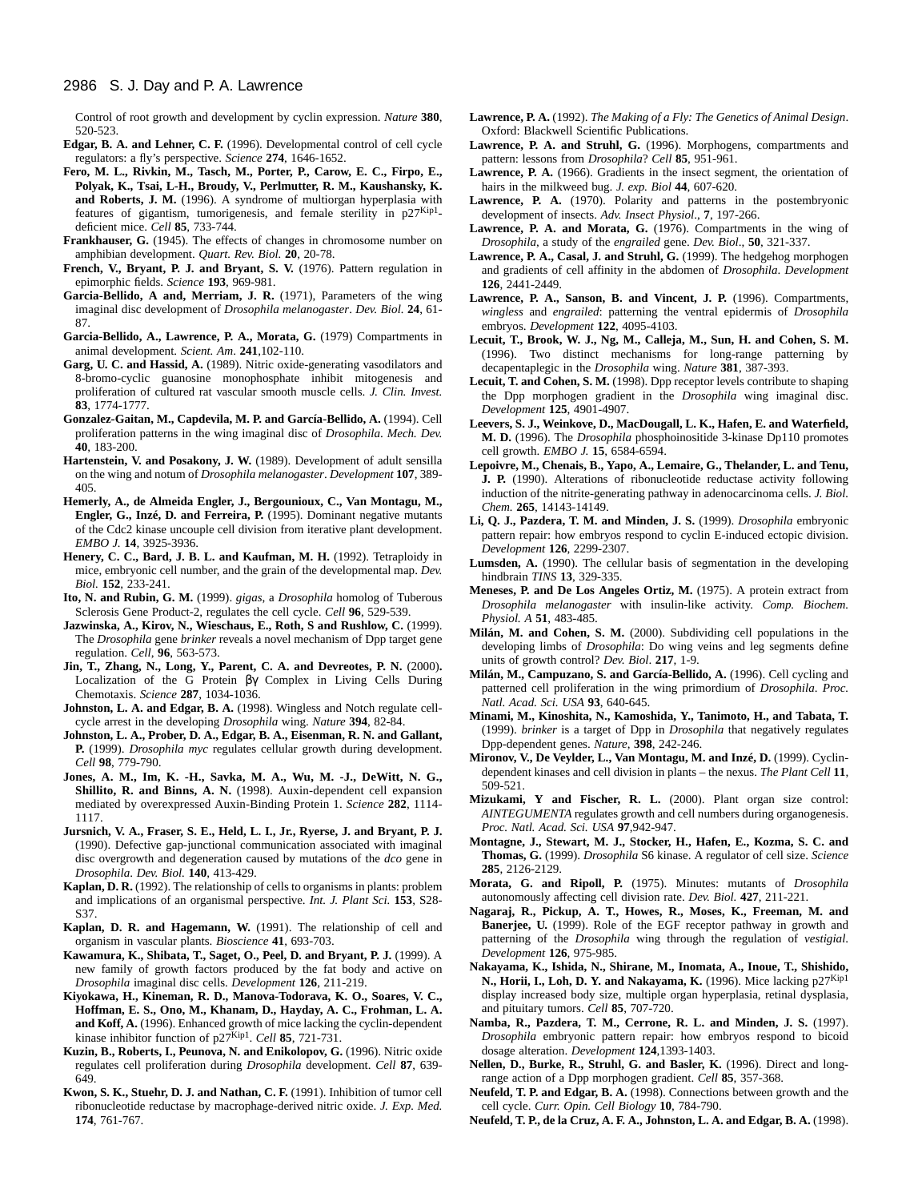Control of root growth and development by cyclin expression. *Nature* **380**, 520-523.

**Edgar, B. A. and Lehner, C. F.** (1996). Developmental control of cell cycle regulators: a fly's perspective. *Science* **274**, 1646-1652.

**Fero, M. L., Rivkin, M., Tasch, M., Porter, P., Carow, E. C., Firpo, E., Polyak, K., Tsai, L-H., Broudy, V., Perlmutter, R. M., Kaushansky, K. and Roberts, J. M.** (1996). A syndrome of multiorgan hyperplasia with features of gigantism, tumorigenesis, and female sterility in $p27^{Kip1}$-deficient mice. *Cell* **85**, 733-744.

**Frankhauser, G.** (1945). The effects of changes in chromosome number on amphibian development. *Quart. Rev. Biol.* **20**, 20-78.

**French, V., Bryant, P. J. and Bryant, S. V.** (1976). Pattern regulation in epimorphic fields. *Science* **193**, 969-981.

**Garcia-Bellido, A and, Merriam, J. R.** (1971), Parameters of the wing imaginal disc development of *Drosophila melanogaster*. *Dev. Biol.* **24**, 61-87.

**Garcia-Bellido, A., Lawrence, P. A., Morata, G.** (1979) Compartments in animal development. *Scient. Am*. **241**,102-110.

**Garg, U. C. and Hassid, A.** (1989). Nitric oxide-generating vasodilators and 8-bromo-cyclic guanosine monophosphate inhibit mitogenesis and proliferation of cultured rat vascular smooth muscle cells. *J. Clin. Invest.* **83**, 1774-1777.

**Gonzalez-Gaitan, M., Capdevila, M. P. and García-Bellido, A.** (1994). Cell proliferation patterns in the wing imaginal disc of *Drosophila*. *Mech. Dev.* **40**, 183-200.

**Hartenstein, V. and Posakony, J. W.** (1989). Development of adult sensilla on the wing and notum of *Drosophila melanogaster*. *Development* **107**, 389-405.

**Hemerly, A., de Almeida Engler, J., Bergounioux, C., Van Montagu, M., Engler, G., Inzé, D. and Ferreira, P.** (1995). Dominant negative mutants of the Cdc2 kinase uncouple cell division from iterative plant development. *EMBO J.* **14**, 3925-3936.

**Henery, C. C., Bard, J. B. L. and Kaufman, M. H.** (1992). Tetraploidy in mice, embryonic cell number, and the grain of the developmental map. *Dev. Biol.* **152**, 233-241.

**Ito, N. and Rubin, G. M.** (1999). *gigas*, a *Drosophila* homolog of Tuberous Sclerosis Gene Product-2, regulates the cell cycle. *Cell* **96**, 529-539.

**Jazwinska, A., Kirov, N., Wieschaus, E., Roth, S and Rushlow, C.** (1999). The *Drosophila* gene *brinker* reveals a novel mechanism of Dpp target gene regulation. *Cell*, **96**, 563-573.

**Jin, T., Zhang, N., Long, Y., Parent, C. A. and Devreotes, P. N.** (2000). Localization of the G Protein βγ Complex in Living Cells During Chemotaxis. *Science* **287**, 1034-1036.

**Johnston, L. A. and Edgar, B. A.** (1998). Wingless and Notch regulate cell-cycle arrest in the developing *Drosophila* wing. *Nature* **394**, 82-84.

**Johnston, L. A., Prober, D. A., Edgar, B. A., Eisenman, R. N. and Gallant, P.** (1999). *Drosophila myc* regulates cellular growth during development. *Cell* **98**, 779-790.

**Jones, A. M., Im, K. -H., Savka, M. A., Wu, M. -J., DeWitt, N. G., Shillito, R. and Binns, A. N.** (1998). Auxin-dependent cell expansion mediated by overexpressed Auxin-Binding Protein 1. *Science* **282**, 1114-1117.

**Jursnich, V. A., Fraser, S. E., Held, L. I., Jr., Ryerse, J. and Bryant, P. J.** (1990). Defective gap-junctional communication associated with imaginal disc overgrowth and degeneration caused by mutations of the *dco* gene in *Drosophila*. *Dev. Biol.* **140**, 413-429.

**Kaplan, D. R.** (1992). The relationship of cells to organisms in plants: problem and implications of an organismal perspective. *Int. J. Plant Sci.* **153**, S28-S37.

**Kaplan, D. R. and Hagemann, W.** (1991). The relationship of cell and organism in vascular plants. *Bioscience* **41**, 693-703.

**Kawamura, K., Shibata, T., Saget, O., Peel, D. and Bryant, P. J.** (1999). A new family of growth factors produced by the fat body and active on *Drosophila* imaginal disc cells. *Development* **126**, 211-219.

**Kiyokawa, H., Kineman, R. D., Manova-Todorava, K. O., Soares, V. C., Hoffman, E. S., Ono, M., Khanam, D., Hayday, A. C., Frohman, L. A. and Koff, A.** (1996). Enhanced growth of mice lacking the cyclin-dependent kinase inhibitor function of $p27^{Kip1}$. *Cell* **85**, 721-731.

**Kuzin, B., Roberts, I., Peunova, N. and Enikolopov, G.** (1996). Nitric oxide regulates cell proliferation during *Drosophila* development. *Cell* **87**, 639-649.

**Kwon, S. K., Stuehr, D. J. and Nathan, C. F.** (1991). Inhibition of tumor cell ribonucleotide reductase by macrophage-derived nitric oxide. *J. Exp. Med.* **174**, 761-767.

**Lawrence, P. A.** (1992). *The Making of a Fly: The Genetics of Animal Design*. Oxford: Blackwell Scientific Publications.

**Lawrence, P. A. and Struhl, G.** (1996). Morphogens, compartments and pattern: lessons from *Drosophila*? *Cell* **85**, 951-961.

**Lawrence, P. A.** (1966). Gradients in the insect segment, the orientation of hairs in the milkweed bug. *J. exp. Biol* **44**, 607-620.

**Lawrence, P. A.** (1970). Polarity and patterns in the postembryonic development of insects. *Adv. Insect Physiol*., **7**, 197-266.

**Lawrence, P. A. and Morata, G.** (1976). Compartments in the wing of *Drosophila*, a study of the *engrailed* gene. *Dev. Biol*., **50**, 321-337.

**Lawrence, P. A., Casal, J. and Struhl, G.** (1999). The hedgehog morphogen and gradients of cell affinity in the abdomen of *Drosophila*. *Development* **126**, 2441-2449.

**Lawrence, P. A., Sanson, B. and Vincent, J. P.** (1996). Compartments, *wingless* and *engrailed*: patterning the ventral epidermis of *Drosophila* embryos. *Development* **122**, 4095-4103.

**Lecuit, T., Brook, W. J., Ng, M., Calleja, M., Sun, H. and Cohen, S. M.** (1996). Two distinct mechanisms for long-range patterning by decapentaplegic in the *Drosophila* wing. *Nature* **381**, 387-393.

**Lecuit, T. and Cohen, S. M.** (1998). Dpp receptor levels contribute to shaping the Dpp morphogen gradient in the *Drosophila* wing imaginal disc. *Development* **125**, 4901-4907.

**Leevers, S. J., Weinkove, D., MacDougall, L. K., Hafen, E. and Waterfield, M. D.** (1996). The *Drosophila* phosphoinositide 3-kinase Dp110 promotes cell growth. *EMBO J.* **15**, 6584-6594.

**Lepoivre, M., Chenais, B., Yapo, A., Lemaire, G., Thelander, L. and Tenu, J. P.** (1990). Alterations of ribonucleotide reductase activity following induction of the nitrite-generating pathway in adenocarcinoma cells. *J. Biol. Chem.* **265**, 14143-14149.

**Li, Q. J., Pazdera, T. M. and Minden, J. S.** (1999). *Drosophila* embryonic pattern repair: how embryos respond to cyclin E-induced ectopic division. *Development* **126**, 2299-2307.

**Lumsden, A.** (1990). The cellular basis of segmentation in the developing hindbrain *TINS* **13**, 329-335.

**Meneses, P. and De Los Angeles Ortiz, M.** (1975). A protein extract from *Drosophila melanogaster* with insulin-like activity. *Comp. Biochem. Physiol. A* **51**, 483-485.

**Milán, M. and Cohen, S. M.** (2000). Subdividing cell populations in the developing limbs of *Drosophila*: Do wing veins and leg segments define units of growth control? *Dev. Biol*. **217**, 1-9.

**Milán, M., Campuzano, S. and García-Bellido, A.** (1996). Cell cycling and patterned cell proliferation in the wing primordium of *Drosophila*. *Proc. Natl. Acad. Sci. USA* **93**, 640-645.

**Minami, M., Kinoshita, N., Kamoshida, Y., Tanimoto, H., and Tabata, T.** (1999). *brinker* is a target of Dpp in *Drosophila* that negatively regulates Dpp-dependent genes. *Nature*, **398**, 242-246.

**Mironov, V., De Veylder, L., Van Montagu, M. and Inzé, D.** (1999). Cyclin-dependent kinases and cell division in plants – the nexus. *The Plant Cell* **11**, 509-521.

**Mizukami, Y and Fischer, R. L.** (2000). Plant organ size control: *AINTEGUMENTA* regulates growth and cell numbers during organogenesis. *Proc. Natl. Acad. Sci. USA* **97**,942-947.

**Montagne, J., Stewart, M. J., Stocker, H., Hafen, E., Kozma, S. C. and Thomas, G.** (1999). *Drosophila* S6 kinase. A regulator of cell size. *Science* **285**, 2126-2129.

**Morata, G. and Ripoll, P.** (1975). Minutes: mutants of *Drosophila* autonomously affecting cell division rate. *Dev. Biol.* **427**, 211-221.

**Nagaraj, R., Pickup, A. T., Howes, R., Moses, K., Freeman, M. and Banerjee, U.** (1999). Role of the EGF receptor pathway in growth and patterning of the *Drosophila* wing through the regulation of *vestigial*. *Development* **126**, 975-985.

**Nakayama, K., Ishida, N., Shirane, M., Inomata, A., Inoue, T., Shishido, N., Horii, I., Loh, D. Y. and Nakayama, K.** (1996). Mice lacking $p27^{Kip1}$ display increased body size, multiple organ hyperplasia, retinal dysplasia, and pituitary tumors. *Cell* **85**, 707-720.

**Namba, R., Pazdera, T. M., Cerrone, R. L. and Minden, J. S.** (1997). *Drosophila* embryonic pattern repair: how embryos respond to bicoid dosage alteration. *Development* **124**,1393-1403.

**Nellen, D., Burke, R., Struhl, G. and Basler, K.** (1996). Direct and long-range action of a Dpp morphogen gradient. *Cell* **85**, 357-368.

**Neufeld, T. P. and Edgar, B. A.** (1998). Connections between growth and the cell cycle. *Curr. Opin. Cell Biology* **10**, 784-790.

**Neufeld, T. P., de la Cruz, A. F. A., Johnston, L. A. and Edgar, B. A.** (1998).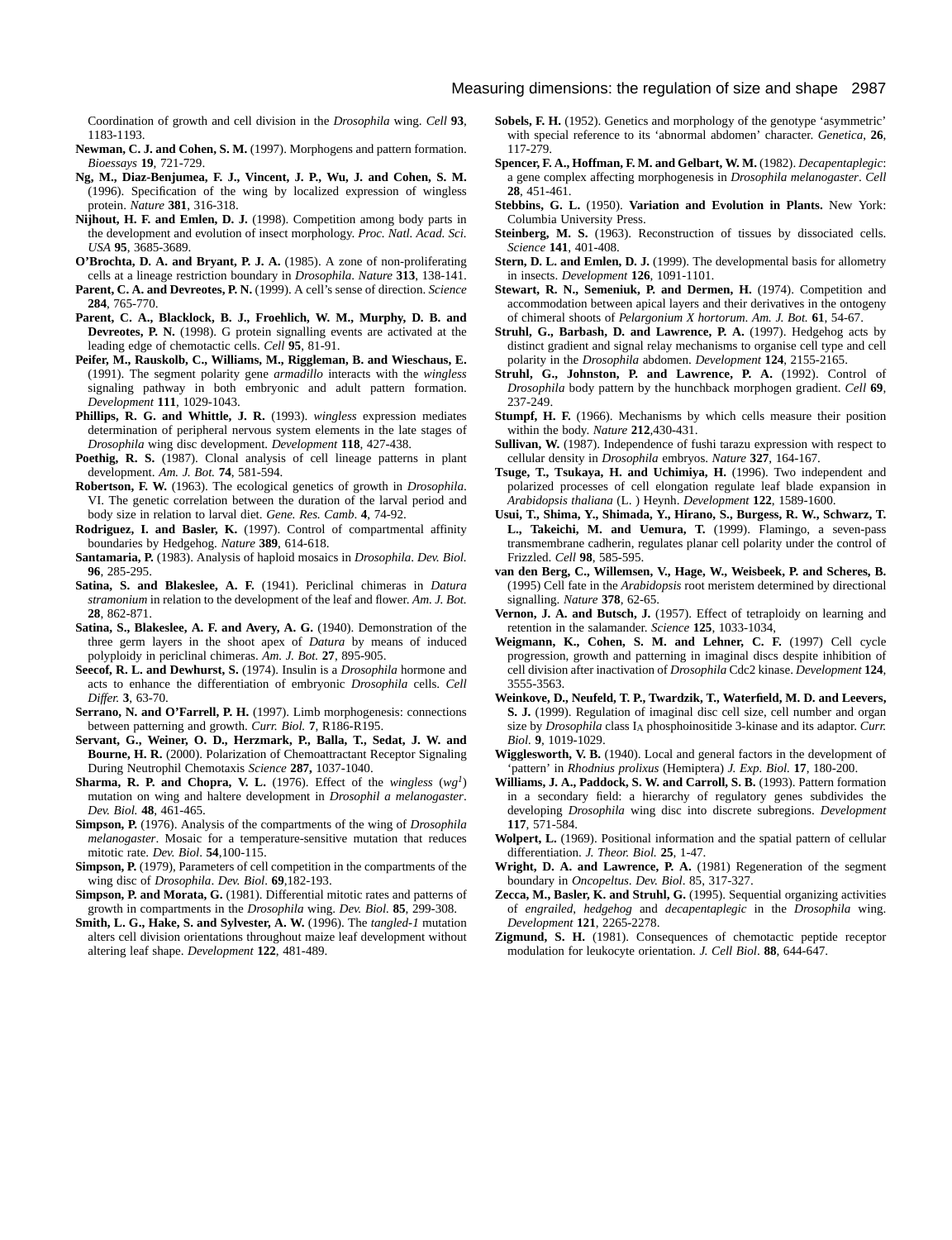Coordination of growth and cell division in the *Drosophila* wing. *Cell* **93**, 1183-1193.

**Newman, C. J. and Cohen, S. M.** (1997). Morphogens and pattern formation. *Bioessays* **19**, 721-729.

**Ng, M., Diaz-Benjumea, F. J., Vincent, J. P., Wu, J. and Cohen, S. M.** (1996). Specification of the wing by localized expression of wingless protein. *Nature* **381**, 316-318.

**Nijhout, H. F. and Emlen, D. J.** (1998). Competition among body parts in the development and evolution of insect morphology. *Proc. Natl. Acad. Sci. USA* **95**, 3685-3689.

**O'Brochta, D. A. and Bryant, P. J. A.** (1985). A zone of non-proliferating cells at a lineage restriction boundary in *Drosophila*. *Nature* **313**, 138-141.

**Parent, C. A. and Devreotes, P. N.** (1999). A cell's sense of direction. *Science* **284**, 765-770.

**Parent, C. A., Blacklock, B. J., Froehlich, W. M., Murphy, D. B. and Devreotes, P. N.** (1998). G protein signalling events are activated at the leading edge of chemotactic cells. *Cell* **95**, 81-91.

**Peifer, M., Rauskolb, C., Williams, M., Riggleman, B. and Wieschaus, E.** (1991). The segment polarity gene *armadillo* interacts with the *wingless* signaling pathway in both embryonic and adult pattern formation. *Development* **111**, 1029-1043.

**Phillips, R. G. and Whittle, J. R.** (1993). *wingless* expression mediates determination of peripheral nervous system elements in the late stages of *Drosophila* wing disc development. *Development* **118**, 427-438.

**Poethig, R. S.** (1987). Clonal analysis of cell lineage patterns in plant development. *Am. J. Bot.* **74**, 581-594.

**Robertson, F. W.** (1963). The ecological genetics of growth in *Drosophila*. VI. The genetic correlation between the duration of the larval period and body size in relation to larval diet. *Gene. Res. Camb*. **4**, 74-92.

**Rodriguez, I. and Basler, K.** (1997). Control of compartmental affinity boundaries by Hedgehog. *Nature* **389**, 614-618.

**Santamaria, P.** (1983). Analysis of haploid mosaics in *Drosophila*. *Dev. Biol.* **96**, 285-295.

**Satina, S. and Blakeslee, A. F.** (1941). Periclinal chimeras in *Datura stramonium* in relation to the development of the leaf and flower. *Am. J. Bot.* **28**, 862-871.

**Satina, S., Blakeslee, A. F. and Avery, A. G.** (1940). Demonstration of the three germ layers in the shoot apex of *Datura* by means of induced polyploidy in periclinal chimeras. *Am. J. Bot.* **27**, 895-905.

**Seecof, R. L. and Dewhurst, S.** (1974). Insulin is a *Drosophila* hormone and acts to enhance the differentiation of embryonic *Drosophila* cells. *Cell Differ.* **3**, 63-70.

**Serrano, N. and O'Farrell, P. H.** (1997). Limb morphogenesis: connections between patterning and growth. *Curr. Biol.* **7**, R186-R195.

**Servant, G., Weiner, O. D., Herzmark, P., Balla, T., Sedat, J. W. and Bourne, H. R.** (2000). Polarization of Chemoattractant Receptor Signaling During Neutrophil Chemotaxis *Science* **287,** 1037-1040.

**Sharma, R. P. and Chopra, V. L.** (1976). Effect of the *wingless* (*wg*[1]) mutation on wing and haltere development in *Drosophil a melanogaster*. *Dev. Biol.* **48**, 461-465.

**Simpson, P.** (1976). Analysis of the compartments of the wing of *Drosophila melanogaster*. Mosaic for a temperature-sensitive mutation that reduces mitotic rate. *Dev. Biol*. **54**,100-115.

**Simpson, P.** (1979), Parameters of cell competition in the compartments of the wing disc of *Drosophila*. *Dev. Biol*. **69**,182-193.

**Simpson, P. and Morata, G.** (1981). Differential mitotic rates and patterns of growth in compartments in the *Drosophila* wing. *Dev. Biol.* **85**, 299-308.

**Smith, L. G., Hake, S. and Sylvester, A. W.** (1996). The *tangled-1* mutation alters cell division orientations throughout maize leaf development without altering leaf shape. *Development* **122**, 481-489.

**Sobels, F. H.** (1952). Genetics and morphology of the genotype 'asymmetric' with special reference to its 'abnormal abdomen' character. *Genetica*, **26**, 117-279.

**Spencer, F. A., Hoffman, F. M. and Gelbart, W. M.** (1982). *Decapentaplegic*: a gene complex affecting morphogenesis in *Drosophila melanogaster*. *Cell* **28**, 451-461.

**Stebbins, G. L.** (1950). **Variation and Evolution in Plants.** New York: Columbia University Press.

**Steinberg, M. S.** (1963). Reconstruction of tissues by dissociated cells. *Science* **141**, 401-408.

**Stern, D. L. and Emlen, D. J.** (1999). The developmental basis for allometry in insects. *Development* **126**, 1091-1101.

**Stewart, R. N., Semeniuk, P. and Dermen, H.** (1974). Competition and accommodation between apical layers and their derivatives in the ontogeny of chimeral shoots of *Pelargonium X hortorum*. *Am. J. Bot.* **61**, 54-67.

**Struhl, G., Barbash, D. and Lawrence, P. A.** (1997). Hedgehog acts by distinct gradient and signal relay mechanisms to organise cell type and cell polarity in the *Drosophila* abdomen. *Development* **124**, 2155-2165.

**Struhl, G., Johnston, P. and Lawrence, P. A.** (1992). Control of *Drosophila* body pattern by the hunchback morphogen gradient. *Cell* **69**, 237-249.

**Stumpf, H. F.** (1966). Mechanisms by which cells measure their position within the body. *Nature* **212**,430-431.

**Sullivan, W.** (1987). Independence of fushi tarazu expression with respect to cellular density in *Drosophila* embryos. *Nature* **327**, 164-167.

**Tsuge, T., Tsukaya, H. and Uchimiya, H.** (1996). Two independent and polarized processes of cell elongation regulate leaf blade expansion in *Arabidopsis thaliana* (L. ) Heynh. *Development* **122**, 1589-1600.

**Usui, T., Shima, Y., Shimada, Y., Hirano, S., Burgess, R. W., Schwarz, T. L., Takeichi, M. and Uemura, T.** (1999). Flamingo, a seven-pass transmembrane cadherin, regulates planar cell polarity under the control of Frizzled. *Cell* **98**, 585-595.

**van den Berg, C., Willemsen, V., Hage, W., Weisbeek, P. and Scheres, B.** (1995) Cell fate in the *Arabidopsis* root meristem determined by directional signalling. *Nature* **378**, 62-65.

**Vernon, J. A. and Butsch, J.** (1957). Effect of tetraploidy on learning and retention in the salamander. *Science* **125**, 1033-1034,

**Weigmann, K., Cohen, S. M. and Lehner, C. F.** (1997) Cell cycle progression, growth and patterning in imaginal discs despite inhibition of cell division after inactivation of *Drosophila* Cdc2 kinase. *Development* **124**, 3555-3563.

**Weinkove, D., Neufeld, T. P., Twardzik, T., Waterfield, M. D. and Leevers, S. J.** (1999). Regulation of imaginal disc cell size, cell number and organ size by *Drosophila* class $I_A$ phosphoinositide 3-kinase and its adaptor. *Curr. Biol.* **9**, 1019-1029.

**Wigglesworth, V. B.** (1940). Local and general factors in the development of 'pattern' in *Rhodnius prolixus* (Hemiptera) *J. Exp. Biol.* **17**, 180-200.

**Williams, J. A., Paddock, S. W. and Carroll, S. B.** (1993). Pattern formation in a secondary field: a hierarchy of regulatory genes subdivides the developing *Drosophila* wing disc into discrete subregions. *Development* **117**, 571-584.

**Wolpert, L.** (1969). Positional information and the spatial pattern of cellular differentiation. *J. Theor. Biol.* **25**, 1-47.

**Wright, D. A. and Lawrence, P. A.** (1981) Regeneration of the segment boundary in *Oncopeltus*. *Dev. Biol*. 85, 317-327.

**Zecca, M., Basler, K. and Struhl, G.** (1995). Sequential organizing activities of *engrailed*, *hedgehog* and *decapentaplegic* in the *Drosophila* wing. *Development* **121**, 2265-2278.

**Zigmund, S. H.** (1981). Consequences of chemotactic peptide receptor modulation for leukocyte orientation. *J. Cell Biol*. **88**, 644-647.